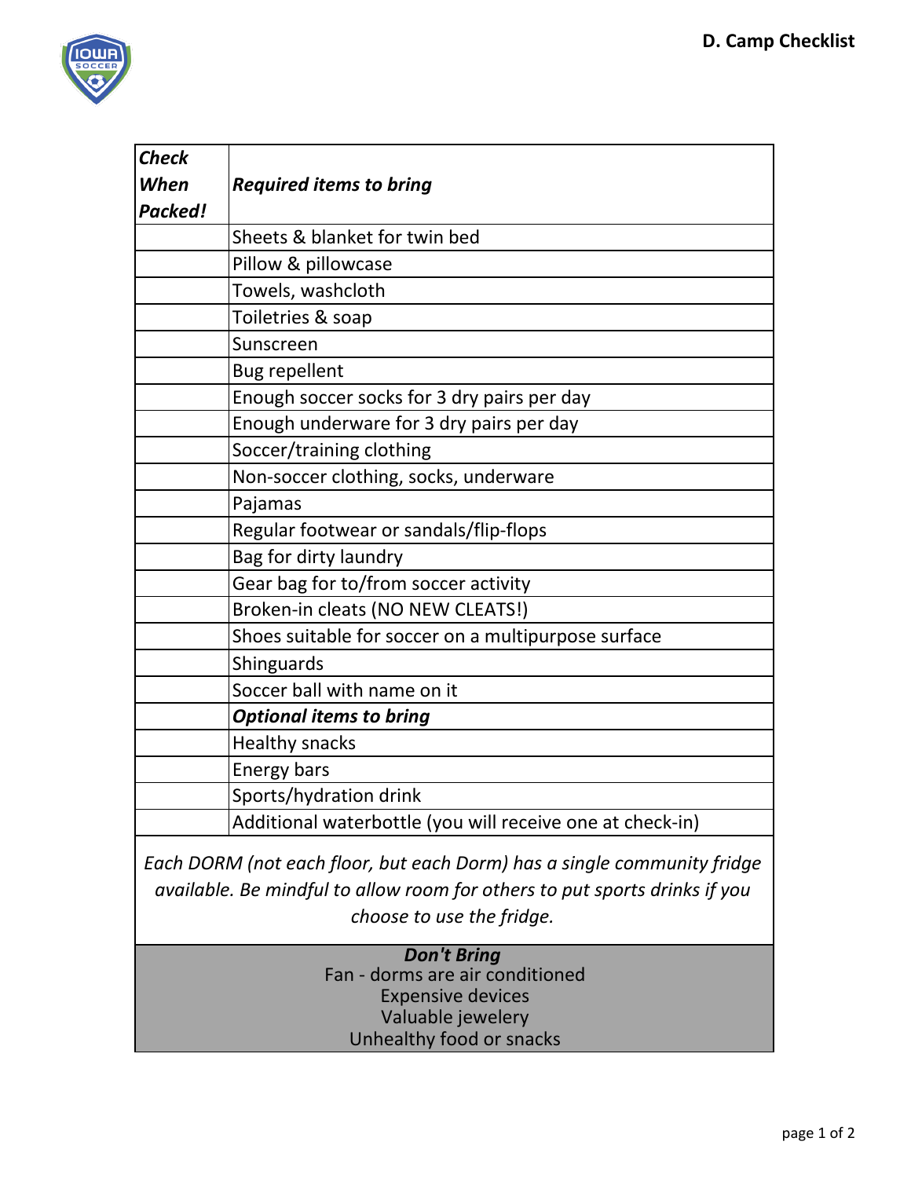# D. Camp Checklist

| ***Check When Packed!*** | ***Required items to bring*** |
|---|---|
| | Sheets & blanket for twin bed |
| | Pillow & pillowcase |
| | Towels, washcloth |
| | Toiletries & soap |
| | Sunscreen |
| | Bug repellent |
| | Enough soccer socks for 3 dry pairs per day |
| | Enough underware for 3 dry pairs per day |
| | Soccer/training clothing |
| | Non-soccer clothing, socks, underware |
| | Pajamas |
| | Regular footwear or sandals/flip-flops |
| | Bag for dirty laundry |
| | Gear bag for to/from soccer activity |
| | Broken-in cleats (NO NEW CLEATS!) |
| | Shoes suitable for soccer on a multipurpose surface |
| | Shinguards |
| | Soccer ball with name on it |
| | ***Optional items to bring*** |
| | Healthy snacks |
| | Energy bars |
| | Sports/hydration drink |
| | Additional waterbottle (you will receive one at check-in) |

*Each DORM (not each floor, but each Dorm) has a single community fridge available. Be mindful to allow room for others to put sports drinks if you choose to use the fridge.*

***Don't Bring***

Fan - dorms are air conditioned
Expensive devices
Valuable jewelery
Unhealthy food or snacks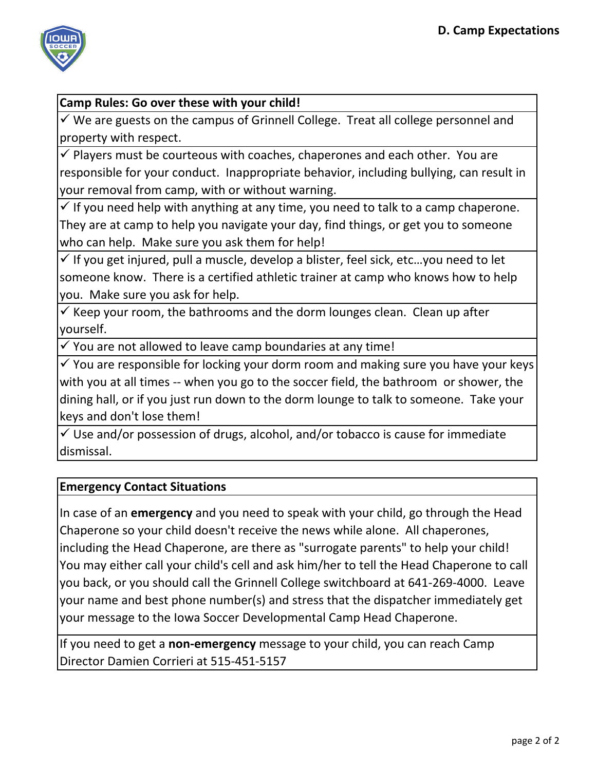## D. Camp Expectations

**Camp Rules: Go over these with your child!**

✓ We are guests on the campus of Grinnell College. Treat all college personnel and property with respect.

✓ Players must be courteous with coaches, chaperones and each other. You are responsible for your conduct. Inappropriate behavior, including bullying, can result in your removal from camp, with or without warning.

✓ If you need help with anything at any time, you need to talk to a camp chaperone. They are at camp to help you navigate your day, find things, or get you to someone who can help. Make sure you ask them for help!

✓ If you get injured, pull a muscle, develop a blister, feel sick, etc…you need to let someone know. There is a certified athletic trainer at camp who knows how to help you. Make sure you ask for help.

✓ Keep your room, the bathrooms and the dorm lounges clean. Clean up after yourself.

✓ You are not allowed to leave camp boundaries at any time!

✓ You are responsible for locking your dorm room and making sure you have your keys with you at all times -- when you go to the soccer field, the bathroom or shower, the dining hall, or if you just run down to the dorm lounge to talk to someone. Take your keys and don't lose them!

✓ Use and/or possession of drugs, alcohol, and/or tobacco is cause for immediate dismissal.

**Emergency Contact Situations**

In case of an **emergency** and you need to speak with your child, go through the Head Chaperone so your child doesn't receive the news while alone. All chaperones, including the Head Chaperone, are there as "surrogate parents" to help your child! You may either call your child's cell and ask him/her to tell the Head Chaperone to call you back, or you should call the Grinnell College switchboard at 641-269-4000. Leave your name and best phone number(s) and stress that the dispatcher immediately get your message to the Iowa Soccer Developmental Camp Head Chaperone.

If you need to get a **non-emergency** message to your child, you can reach Camp Director Damien Corrieri at 515-451-5157